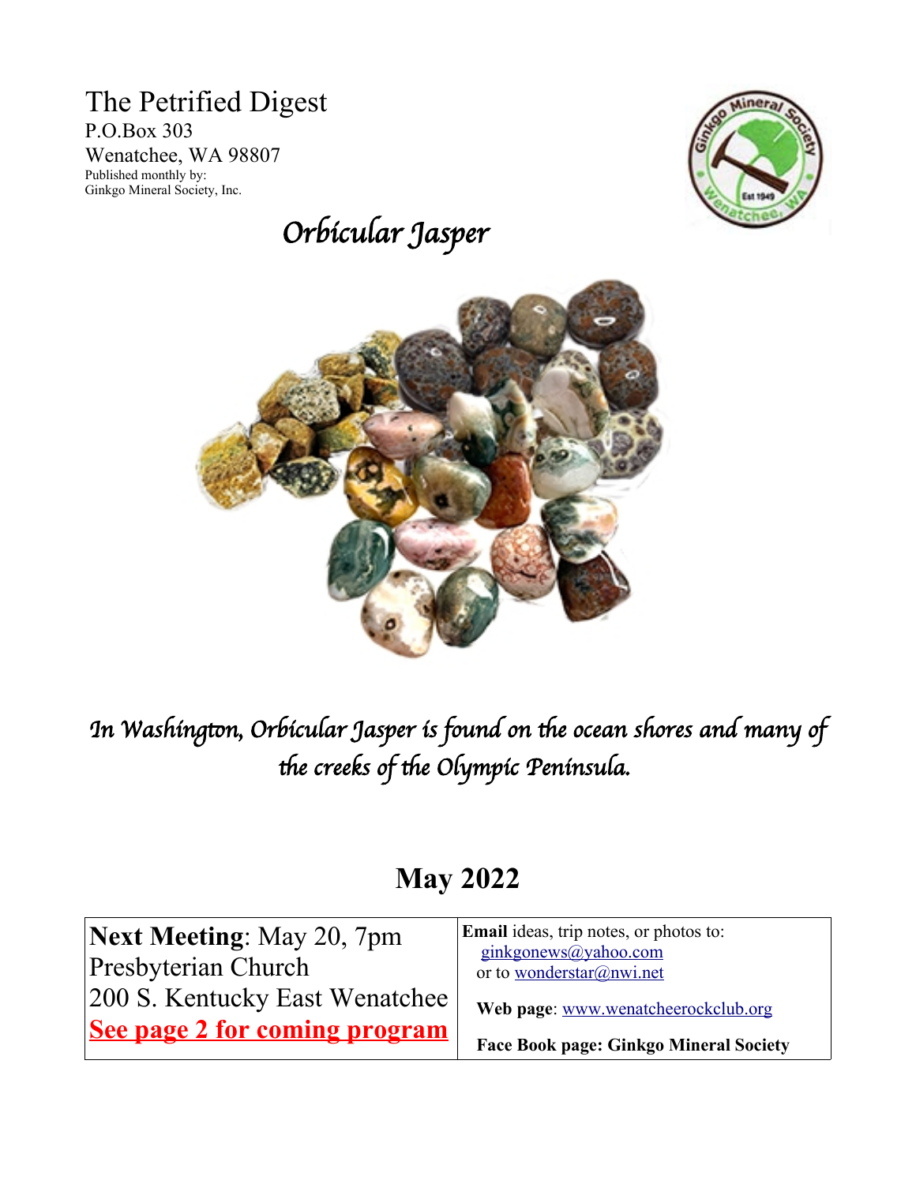# The Petrified Digest

P.O.Box 303
Wenatchee, WA 98807
Published monthly by:
Ginkgo Mineral Society, Inc.

## *Orbicular Jasper*

*In Washington, Orbicular Jasper is found on the ocean shores and many of the creeks of the Olympic Peninsula.*

## May 2022

| **Next Meeting**: May 20, 7pm<br>Presbyterian Church<br>200 S. Kentucky East Wenatchee<br>**See page 2 for coming program** | **Email** ideas, trip notes, or photos to:<br>ginkgonews@yahoo.com<br>or to wonderstar@nwi.net<br><br>**Web page**: www.wenatcheerockclub.org<br><br>**Face Book page: Ginkgo Mineral Society** |
|---|---|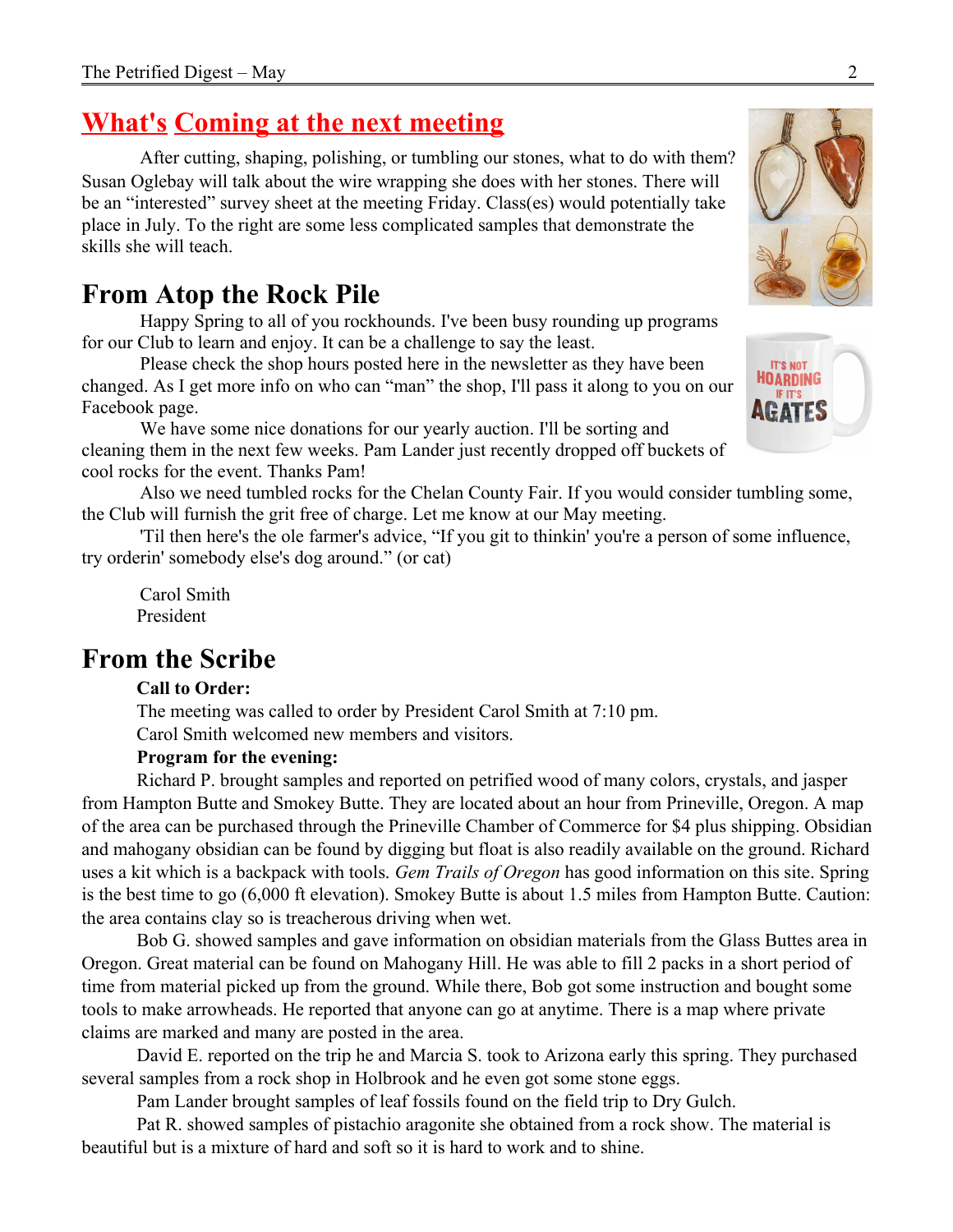## What's Coming at the next meeting

After cutting, shaping, polishing, or tumbling our stones, what to do with them? Susan Oglebay will talk about the wire wrapping she does with her stones. There will be an "interested" survey sheet at the meeting Friday. Class(es) would potentially take place in July. To the right are some less complicated samples that demonstrate the skills she will teach.

## From Atop the Rock Pile

Happy Spring to all of you rockhounds. I've been busy rounding up programs for our Club to learn and enjoy. It can be a challenge to say the least.

Please check the shop hours posted here in the newsletter as they have been changed. As I get more info on who can "man" the shop, I'll pass it along to you on our Facebook page.

We have some nice donations for our yearly auction. I'll be sorting and cleaning them in the next few weeks. Pam Lander just recently dropped off buckets of cool rocks for the event. Thanks Pam!

Also we need tumbled rocks for the Chelan County Fair. If you would consider tumbling some, the Club will furnish the grit free of charge. Let me know at our May meeting.

'Til then here's the ole farmer's advice, "If you git to thinkin' you're a person of some influence, try orderin' somebody else's dog around." (or cat)

Carol Smith
President

## From the Scribe

**Call to Order:**

The meeting was called to order by President Carol Smith at 7:10 pm.

Carol Smith welcomed new members and visitors.

**Program for the evening:**

Richard P. brought samples and reported on petrified wood of many colors, crystals, and jasper from Hampton Butte and Smokey Butte. They are located about an hour from Prineville, Oregon. A map of the area can be purchased through the Prineville Chamber of Commerce for $4 plus shipping. Obsidian and mahogany obsidian can be found by digging but float is also readily available on the ground. Richard uses a kit which is a backpack with tools. *Gem Trails of Oregon* has good information on this site. Spring is the best time to go (6,000 ft elevation). Smokey Butte is about 1.5 miles from Hampton Butte. Caution: the area contains clay so is treacherous driving when wet.

Bob G. showed samples and gave information on obsidian materials from the Glass Buttes area in Oregon. Great material can be found on Mahogany Hill. He was able to fill 2 packs in a short period of time from material picked up from the ground. While there, Bob got some instruction and bought some tools to make arrowheads. He reported that anyone can go at anytime. There is a map where private claims are marked and many are posted in the area.

David E. reported on the trip he and Marcia S. took to Arizona early this spring. They purchased several samples from a rock shop in Holbrook and he even got some stone eggs.

Pam Lander brought samples of leaf fossils found on the field trip to Dry Gulch.

Pat R. showed samples of pistachio aragonite she obtained from a rock show. The material is beautiful but is a mixture of hard and soft so it is hard to work and to shine.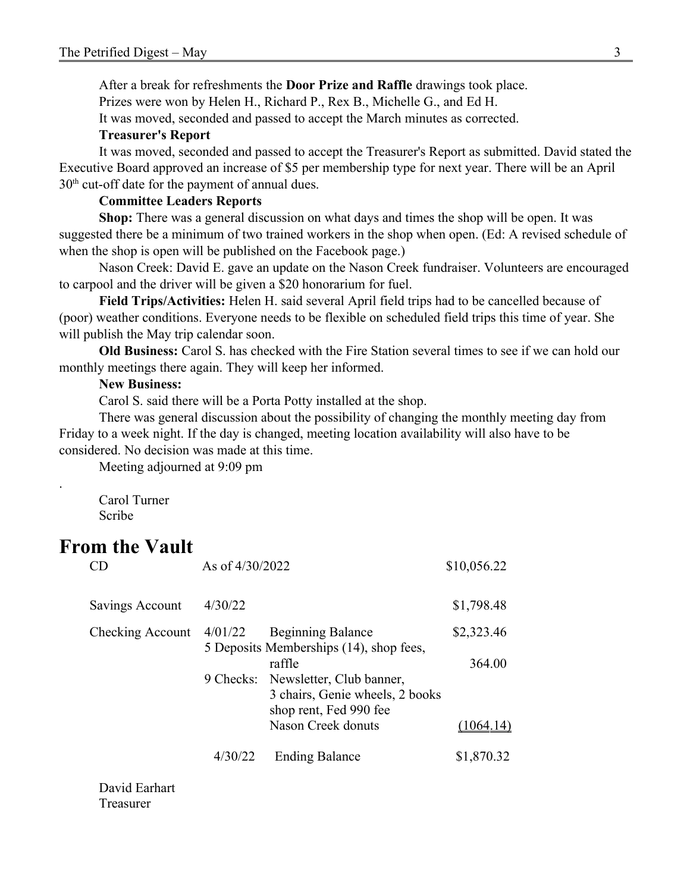After a break for refreshments the **Door Prize and Raffle** drawings took place.

Prizes were won by Helen H., Richard P., Rex B., Michelle G., and Ed H.

It was moved, seconded and passed to accept the March minutes as corrected.

**Treasurer's Report**

It was moved, seconded and passed to accept the Treasurer's Report as submitted. David stated the Executive Board approved an increase of $5 per membership type for next year. There will be an April 30th cut-off date for the payment of annual dues.

**Committee Leaders Reports**

**Shop:** There was a general discussion on what days and times the shop will be open. It was suggested there be a minimum of two trained workers in the shop when open. (Ed: A revised schedule of when the shop is open will be published on the Facebook page.)

Nason Creek: David E. gave an update on the Nason Creek fundraiser. Volunteers are encouraged to carpool and the driver will be given a $20 honorarium for fuel.

**Field Trips/Activities:** Helen H. said several April field trips had to be cancelled because of (poor) weather conditions. Everyone needs to be flexible on scheduled field trips this time of year. She will publish the May trip calendar soon.

**Old Business:** Carol S. has checked with the Fire Station several times to see if we can hold our monthly meetings there again. They will keep her informed.

**New Business:**

Carol S. said there will be a Porta Potty installed at the shop.

There was general discussion about the possibility of changing the monthly meeting day from Friday to a week night. If the day is changed, meeting location availability will also have to be considered. No decision was made at this time.

Meeting adjourned at 9:09 pm

.

Carol Turner
Scribe

# From the Vault

| | | | |
|---|---|---|---|
| CD | As of 4/30/2022 | | $10,056.22 |
| Savings Account | 4/30/22 | | $1,798.48 |
| Checking Account | 4/01/22 | Beginning Balance | $2,323.46 |
| | 5 Deposits | Memberships (14), shop fees, raffle | 364.00 |
| | 9 Checks: | Newsletter, Club banner, 3 chairs, Genie wheels, 2 books shop rent, Fed 990 fee Nason Creek donuts | (1064.14) |
| | 4/30/22 | Ending Balance | $1,870.32 |

David Earhart
Treasurer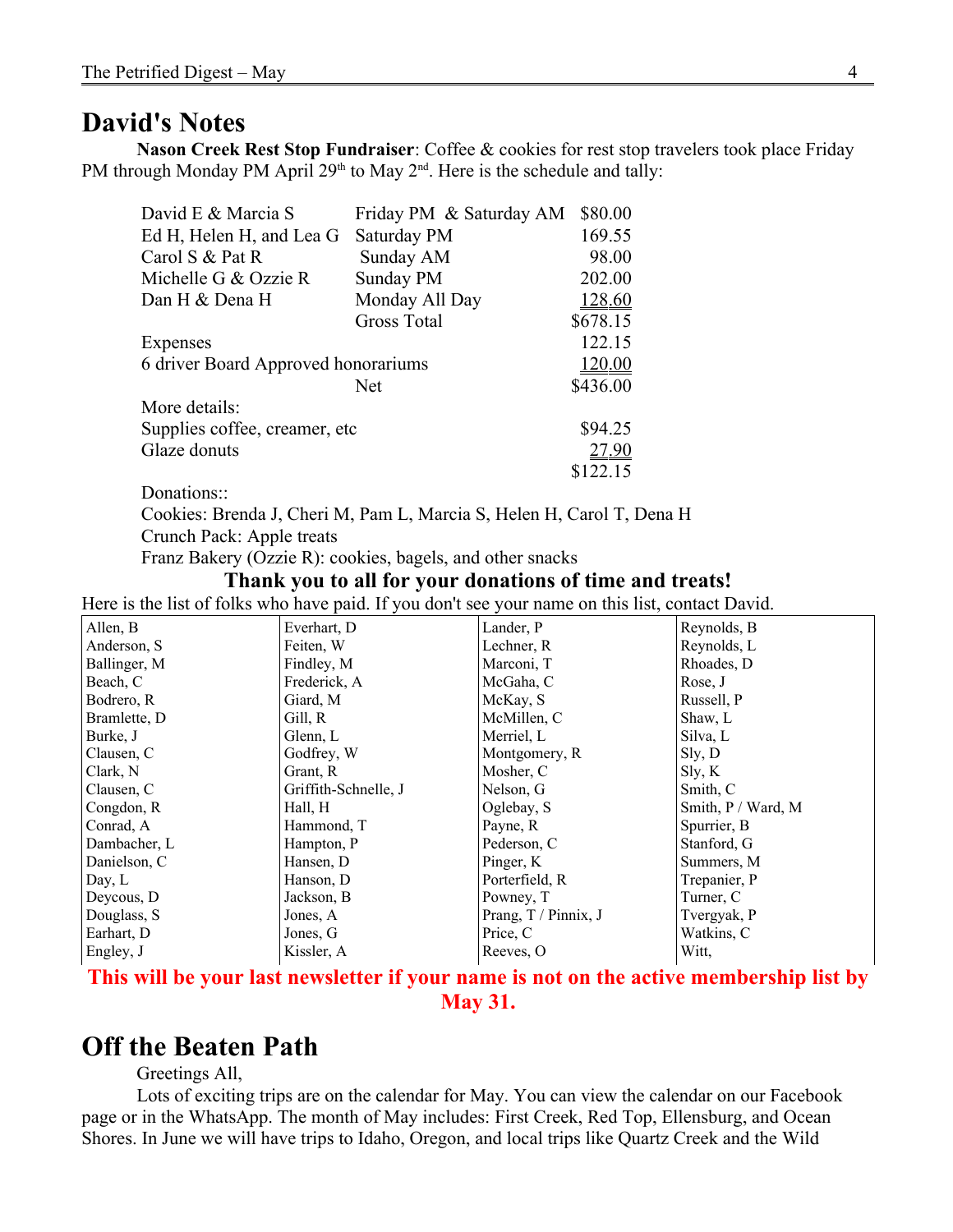## David's Notes

**Nason Creek Rest Stop Fundraiser**: Coffee & cookies for rest stop travelers took place Friday PM through Monday PM April 29th to May 2nd. Here is the schedule and tally:

| | | |
|---|---|---|
| David E & Marcia S | Friday PM & Saturday AM | $80.00 |
| Ed H, Helen H, and Lea G | Saturday PM | 169.55 |
| Carol S & Pat R | Sunday AM | 98.00 |
| Michelle G & Ozzie R | Sunday PM | 202.00 |
| Dan H & Dena H | Monday All Day | 128.60 |
| | Gross Total | $678.15 |
| Expenses | | 122.15 |
| 6 driver Board Approved honorariums | | 120.00 |
| | Net | $436.00 |
| More details: | | |
| Supplies coffee, creamer, etc | | $94.25 |
| Glaze donuts | | 27.90 |
| | | $122.15 |

Donations::

Cookies: Brenda J, Cheri M, Pam L, Marcia S, Helen H, Carol T, Dena H

Crunch Pack: Apple treats

Franz Bakery (Ozzie R): cookies, bagels, and other snacks

**Thank you to all for your donations of time and treats!**

Here is the list of folks who have paid. If you don't see your name on this list, contact David.

| | | | |
|---|---|---|---|
| Allen, B | Everhart, D | Lander, P | Reynolds, B |
| Anderson, S | Feiten, W | Lechner, R | Reynolds, L |
| Ballinger, M | Findley, M | Marconi, T | Rhoades, D |
| Beach, C | Frederick, A | McGaha, C | Rose, J |
| Bodrero, R | Giard, M | McKay, S | Russell, P |
| Bramlette, D | Gill, R | McMillen, C | Shaw, L |
| Burke, J | Glenn, L | Merriel, L | Silva, L |
| Clausen, C | Godfrey, W | Montgomery, R | Sly, D |
| Clark, N | Grant, R | Mosher, C | Sly, K |
| Clausen, C | Griffith-Schnelle, J | Nelson, G | Smith, C |
| Congdon, R | Hall, H | Oglebay, S | Smith, P / Ward, M |
| Conrad, A | Hammond, T | Payne, R | Spurrier, B |
| Dambacher, L | Hampton, P | Pederson, C | Stanford, G |
| Danielson, C | Hansen, D | Pinger, K | Summers, M |
| Day, L | Hanson, D | Porterfield, R | Trepanier, P |
| Deycous, D | Jackson, B | Powney, T | Turner, C |
| Douglass, S | Jones, A | Prang, T / Pinnix, J | Tvergyak, P |
| Earhart, D | Jones, G | Price, C | Watkins, C |
| Engley, J | Kissler, A | Reeves, O | Witt, |

**This will be your last newsletter if your name is not on the active membership list by May 31.**

## Off the Beaten Path

Greetings All,

Lots of exciting trips are on the calendar for May. You can view the calendar on our Facebook page or in the WhatsApp. The month of May includes: First Creek, Red Top, Ellensburg, and Ocean Shores. In June we will have trips to Idaho, Oregon, and local trips like Quartz Creek and the Wild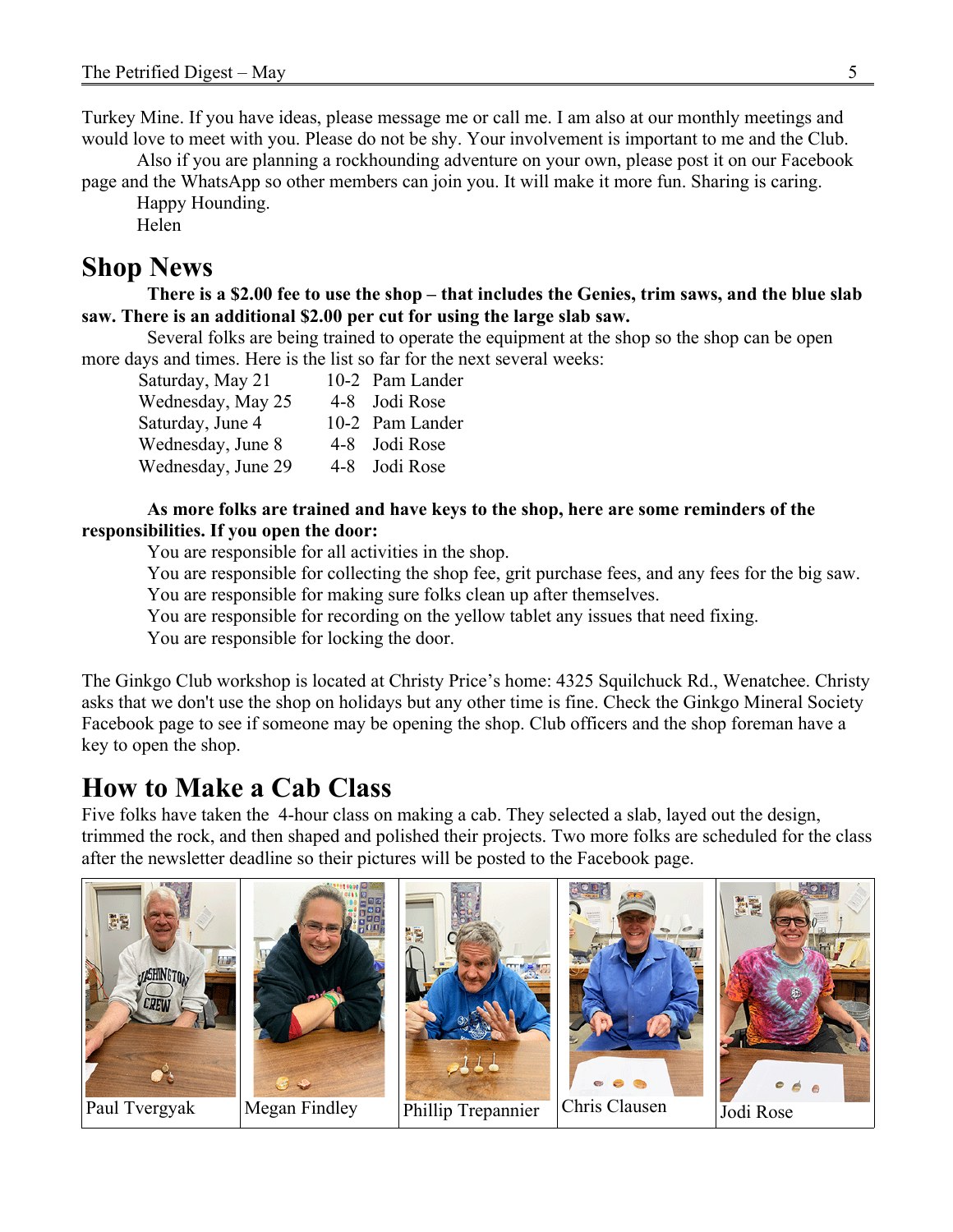Turkey Mine. If you have ideas, please message me or call me. I am also at our monthly meetings and would love to meet with you. Please do not be shy. Your involvement is important to me and the Club.

Also if you are planning a rockhounding adventure on your own, please post it on our Facebook page and the WhatsApp so other members can join you. It will make it more fun. Sharing is caring.

Happy Hounding.

Helen

## Shop News

**There is a $2.00 fee to use the shop – that includes the Genies, trim saws, and the blue slab saw. There is an additional $2.00 per cut for using the large slab saw.**

Several folks are being trained to operate the equipment at the shop so the shop can be open more days and times. Here is the list so far for the next several weeks:

| | | |
|---|---|---|
| Saturday, May 21 | 10-2 | Pam Lander |
| Wednesday, May 25 | 4-8 | Jodi Rose |
| Saturday, June 4 | 10-2 | Pam Lander |
| Wednesday, June 8 | 4-8 | Jodi Rose |
| Wednesday, June 29 | 4-8 | Jodi Rose |

**As more folks are trained and have keys to the shop, here are some reminders of the responsibilities. If you open the door:**

You are responsible for all activities in the shop.
You are responsible for collecting the shop fee, grit purchase fees, and any fees for the big saw.
You are responsible for making sure folks clean up after themselves.
You are responsible for recording on the yellow tablet any issues that need fixing.
You are responsible for locking the door.

The Ginkgo Club workshop is located at Christy Price's home: 4325 Squilchuck Rd., Wenatchee. Christy asks that we don't use the shop on holidays but any other time is fine. Check the Ginkgo Mineral Society Facebook page to see if someone may be opening the shop. Club officers and the shop foreman have a key to open the shop.

## How to Make a Cab Class

Five folks have taken the 4-hour class on making a cab. They selected a slab, layed out the design, trimmed the rock, and then shaped and polished their projects. Two more folks are scheduled for the class after the newsletter deadline so their pictures will be posted to the Facebook page.

| Paul Tvergyak | Megan Findley | Phillip Trepannier | Chris Clausen | Jodi Rose |
|---|---|---|---|---|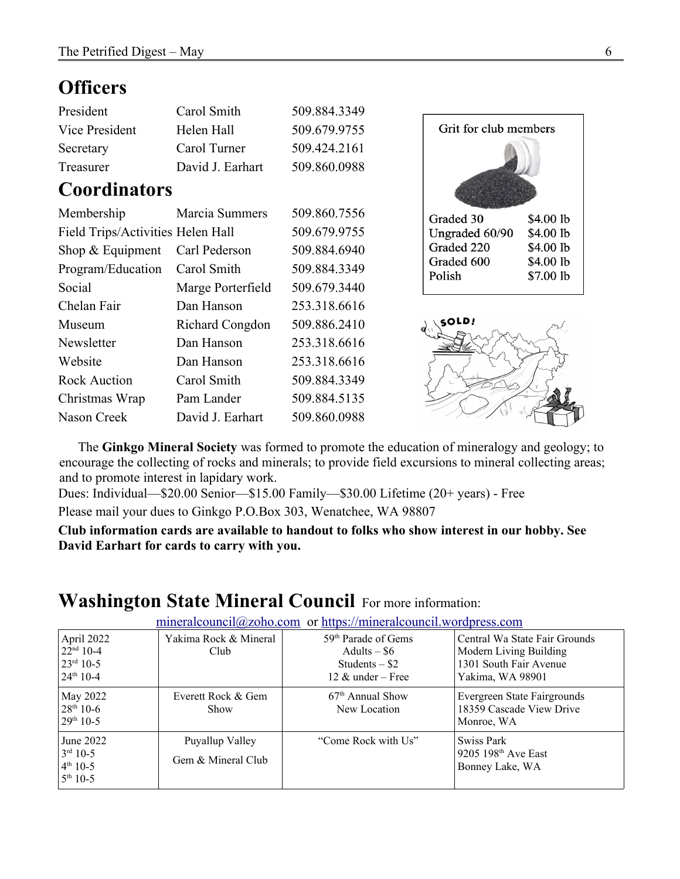## Officers

| | | |
|---|---|---|
| President | Carol Smith | 509.884.3349 |
| Vice President | Helen Hall | 509.679.9755 |
| Secretary | Carol Turner | 509.424.2161 |
| Treasurer | David J. Earhart | 509.860.0988 |

## Coordinators

| | | |
|---|---|---|
| Membership | Marcia Summers | 509.860.7556 |
| Field Trips/Activities | Helen Hall | 509.679.9755 |
| Shop & Equipment | Carl Pederson | 509.884.6940 |
| Program/Education | Carol Smith | 509.884.3349 |
| Social | Marge Porterfield | 509.679.3440 |
| Chelan Fair | Dan Hanson | 253.318.6616 |
| Museum | Richard Congdon | 509.886.2410 |
| Newsletter | Dan Hanson | 253.318.6616 |
| Website | Dan Hanson | 253.318.6616 |
| Rock Auction | Carol Smith | 509.884.3349 |
| Christmas Wrap | Pam Lander | 509.884.5135 |
| Nason Creek | David J. Earhart | 509.860.0988 |

Grit for club members

| | |
|---|---|
| Graded 30 | $4.00 lb |
| Ungraded 60/90 | $4.00 lb |
| Graded 220 | $4.00 lb |
| Graded 600 | $4.00 lb |
| Polish | $7.00 lb |

SOLD!

The **Ginkgo Mineral Society** was formed to promote the education of mineralogy and geology; to encourage the collecting of rocks and minerals; to provide field excursions to mineral collecting areas; and to promote interest in lapidary work.

Dues: Individual—$20.00 Senior—$15.00 Family—$30.00 Lifetime (20+ years) - Free

Please mail your dues to Ginkgo P.O.Box 303, Wenatchee, WA 98807

**Club information cards are available to handout to folks who show interest in our hobby. See David Earhart for cards to carry with you.**

## Washington State Mineral Council

For more information: mineralcouncil@zoho.com or https://mineralcouncil.wordpress.com

| | | | |
|---|---|---|---|
| April 2022<br>22nd 10-4<br>23rd 10-5<br>24th 10-4 | Yakima Rock & Mineral Club | 59th Parade of Gems<br>Adults – $6<br>Students – $2<br>12 & under – Free | Central Wa State Fair Grounds<br>Modern Living Building<br>1301 South Fair Avenue<br>Yakima, WA 98901 |
| May 2022<br>28th 10-6<br>29th 10-5 | Everett Rock & Gem Show | 67th Annual Show<br>New Location | Evergreen State Fairgrounds<br>18359 Cascade View Drive<br>Monroe, WA |
| June 2022<br>3rd 10-5<br>4th 10-5<br>5th 10-5 | Puyallup Valley Gem & Mineral Club | "Come Rock with Us" | Swiss Park<br>9205 198th Ave East<br>Bonney Lake, WA |